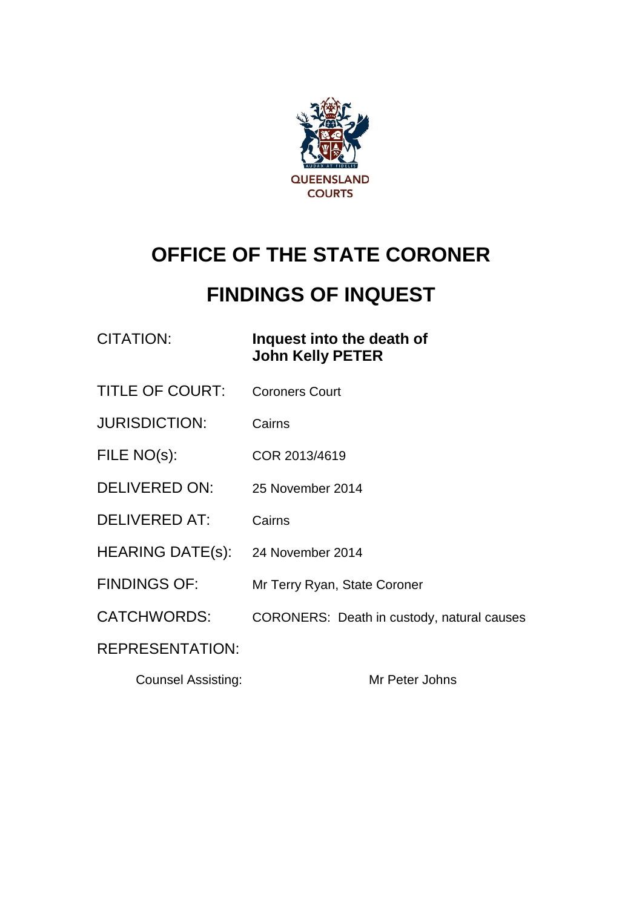QUEENSLAND
COURTS

# OFFICE OF THE STATE CORONER

# FINDINGS OF INQUEST

| | |
|---|---|
| CITATION: | **Inquest into the death of John Kelly PETER** |
| TITLE OF COURT: | Coroners Court |
| JURISDICTION: | Cairns |
| FILE NO(s): | COR 2013/4619 |
| DELIVERED ON: | 25 November 2014 |
| DELIVERED AT: | Cairns |
| HEARING DATE(s): | 24 November 2014 |
| FINDINGS OF: | Mr Terry Ryan, State Coroner |
| CATCHWORDS: | CORONERS: Death in custody, natural causes |
| REPRESENTATION: | |

Counsel Assisting: Mr Peter Johns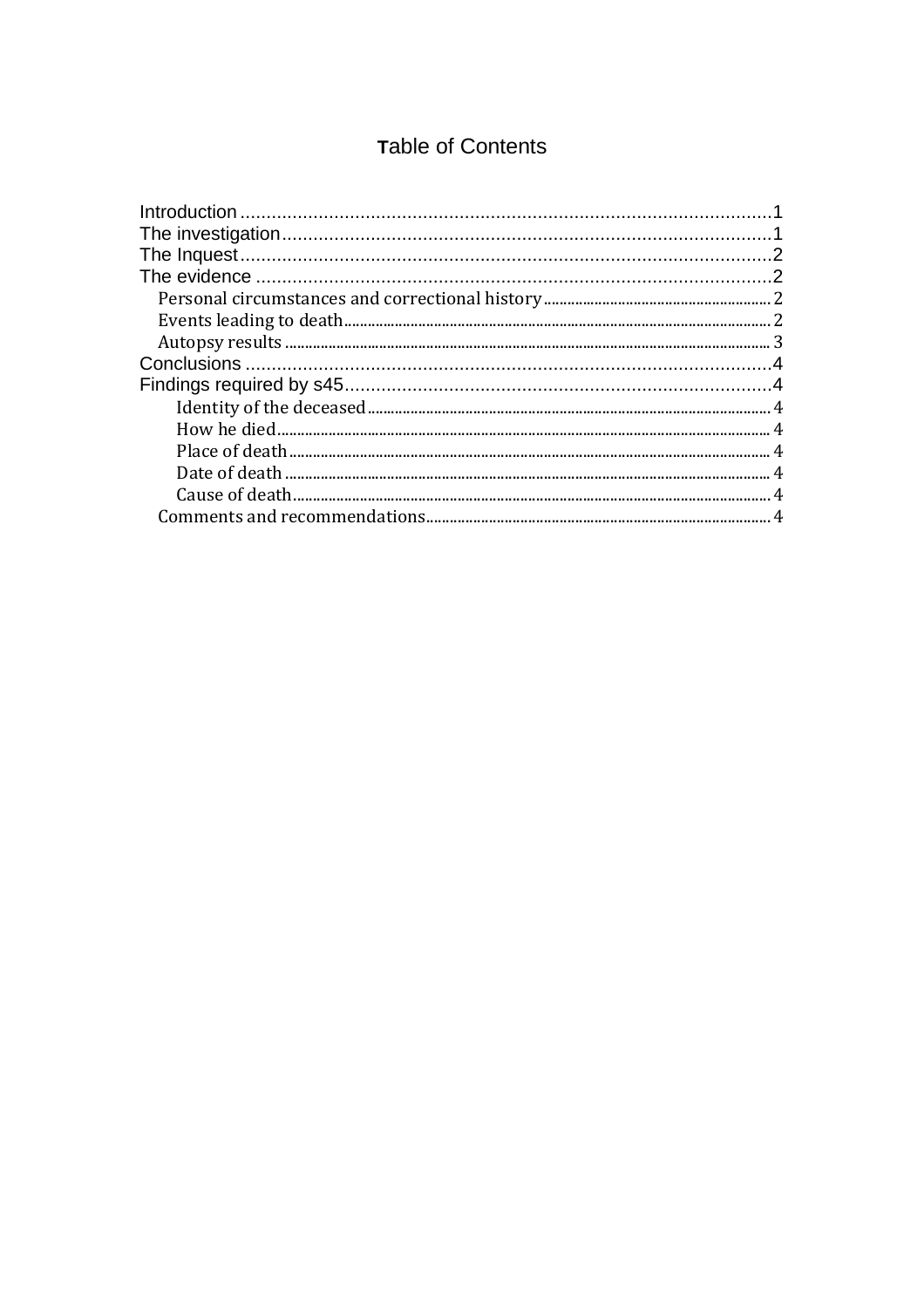# Table of Contents

- Introduction ........ 1
- The investigation ........ 1
- The Inquest ........ 2
- The evidence ........ 2
  - Personal circumstances and correctional history ........ 2
  - Events leading to death ........ 2
  - Autopsy results ........ 3
- Conclusions ........ 4
- Findings required by s45 ........ 4
    - Identity of the deceased ........ 4
    - How he died ........ 4
    - Place of death ........ 4
    - Date of death ........ 4
    - Cause of death ........ 4
  - Comments and recommendations ........ 4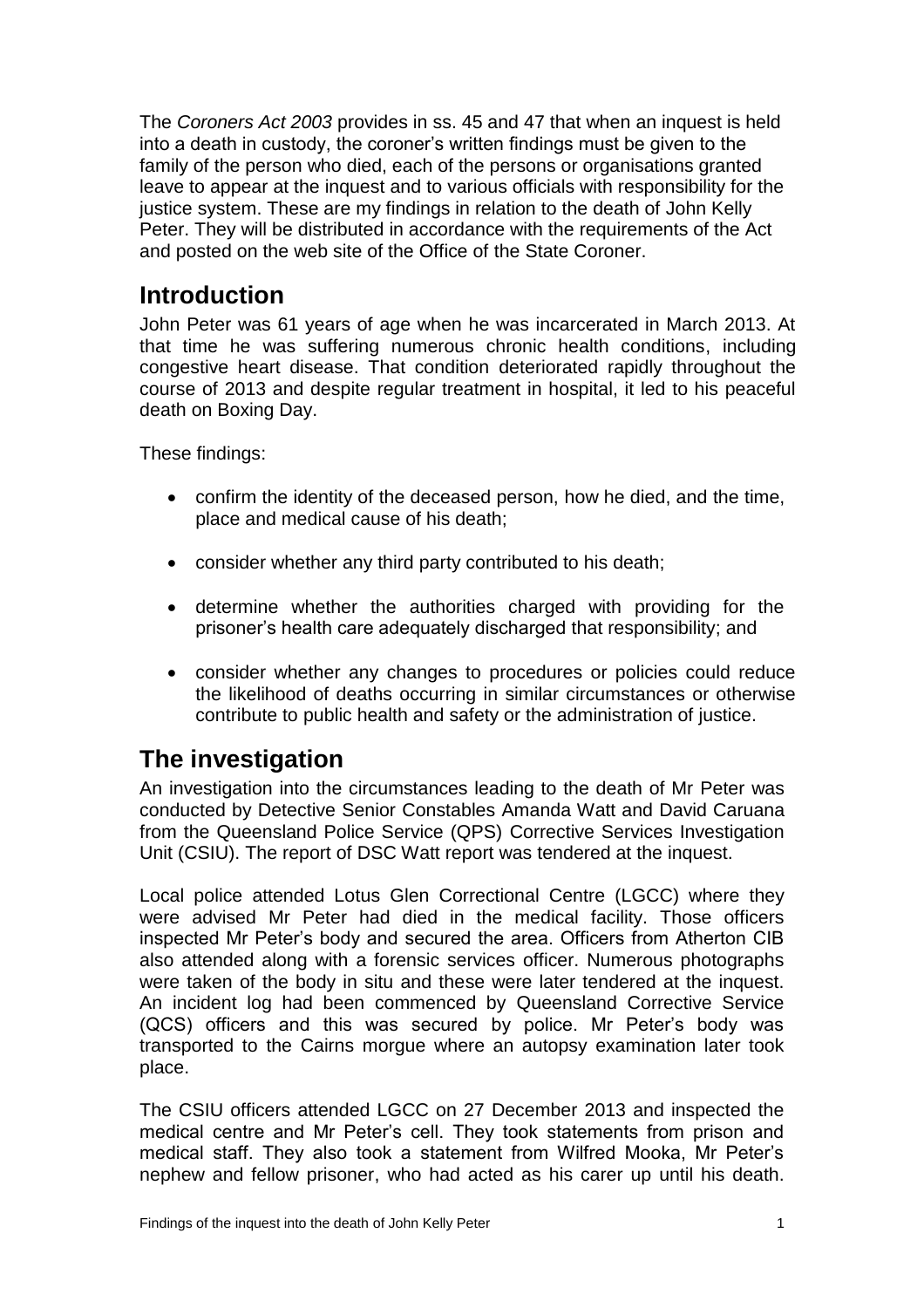The *Coroners Act 2003* provides in ss. 45 and 47 that when an inquest is held into a death in custody, the coroner's written findings must be given to the family of the person who died, each of the persons or organisations granted leave to appear at the inquest and to various officials with responsibility for the justice system. These are my findings in relation to the death of John Kelly Peter. They will be distributed in accordance with the requirements of the Act and posted on the web site of the Office of the State Coroner.

## Introduction

John Peter was 61 years of age when he was incarcerated in March 2013. At that time he was suffering numerous chronic health conditions, including congestive heart disease. That condition deteriorated rapidly throughout the course of 2013 and despite regular treatment in hospital, it led to his peaceful death on Boxing Day.

These findings:

- confirm the identity of the deceased person, how he died, and the time, place and medical cause of his death;
- consider whether any third party contributed to his death;
- determine whether the authorities charged with providing for the prisoner's health care adequately discharged that responsibility; and
- consider whether any changes to procedures or policies could reduce the likelihood of deaths occurring in similar circumstances or otherwise contribute to public health and safety or the administration of justice.

## The investigation

An investigation into the circumstances leading to the death of Mr Peter was conducted by Detective Senior Constables Amanda Watt and David Caruana from the Queensland Police Service (QPS) Corrective Services Investigation Unit (CSIU). The report of DSC Watt report was tendered at the inquest.

Local police attended Lotus Glen Correctional Centre (LGCC) where they were advised Mr Peter had died in the medical facility. Those officers inspected Mr Peter's body and secured the area. Officers from Atherton CIB also attended along with a forensic services officer. Numerous photographs were taken of the body in situ and these were later tendered at the inquest. An incident log had been commenced by Queensland Corrective Service (QCS) officers and this was secured by police. Mr Peter's body was transported to the Cairns morgue where an autopsy examination later took place.

The CSIU officers attended LGCC on 27 December 2013 and inspected the medical centre and Mr Peter's cell. They took statements from prison and medical staff. They also took a statement from Wilfred Mooka, Mr Peter's nephew and fellow prisoner, who had acted as his carer up until his death.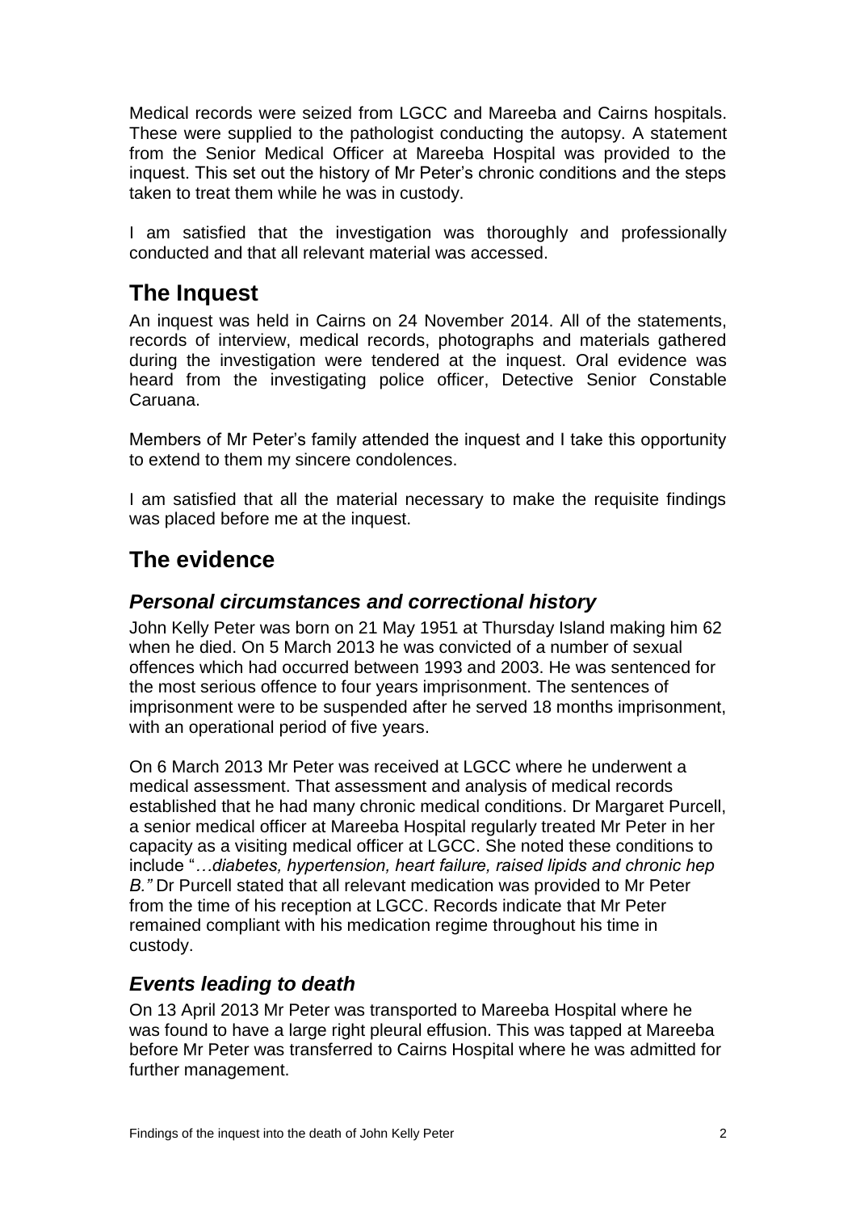Medical records were seized from LGCC and Mareeba and Cairns hospitals. These were supplied to the pathologist conducting the autopsy. A statement from the Senior Medical Officer at Mareeba Hospital was provided to the inquest. This set out the history of Mr Peter's chronic conditions and the steps taken to treat them while he was in custody.

I am satisfied that the investigation was thoroughly and professionally conducted and that all relevant material was accessed.

## The Inquest

An inquest was held in Cairns on 24 November 2014. All of the statements, records of interview, medical records, photographs and materials gathered during the investigation were tendered at the inquest. Oral evidence was heard from the investigating police officer, Detective Senior Constable Caruana.

Members of Mr Peter's family attended the inquest and I take this opportunity to extend to them my sincere condolences.

I am satisfied that all the material necessary to make the requisite findings was placed before me at the inquest.

## The evidence

### *Personal circumstances and correctional history*

John Kelly Peter was born on 21 May 1951 at Thursday Island making him 62 when he died. On 5 March 2013 he was convicted of a number of sexual offences which had occurred between 1993 and 2003. He was sentenced for the most serious offence to four years imprisonment. The sentences of imprisonment were to be suspended after he served 18 months imprisonment, with an operational period of five years.

On 6 March 2013 Mr Peter was received at LGCC where he underwent a medical assessment. That assessment and analysis of medical records established that he had many chronic medical conditions. Dr Margaret Purcell, a senior medical officer at Mareeba Hospital regularly treated Mr Peter in her capacity as a visiting medical officer at LGCC. She noted these conditions to include "*…diabetes, hypertension, heart failure, raised lipids and chronic hep B."* Dr Purcell stated that all relevant medication was provided to Mr Peter from the time of his reception at LGCC. Records indicate that Mr Peter remained compliant with his medication regime throughout his time in custody.

### *Events leading to death*

On 13 April 2013 Mr Peter was transported to Mareeba Hospital where he was found to have a large right pleural effusion. This was tapped at Mareeba before Mr Peter was transferred to Cairns Hospital where he was admitted for further management.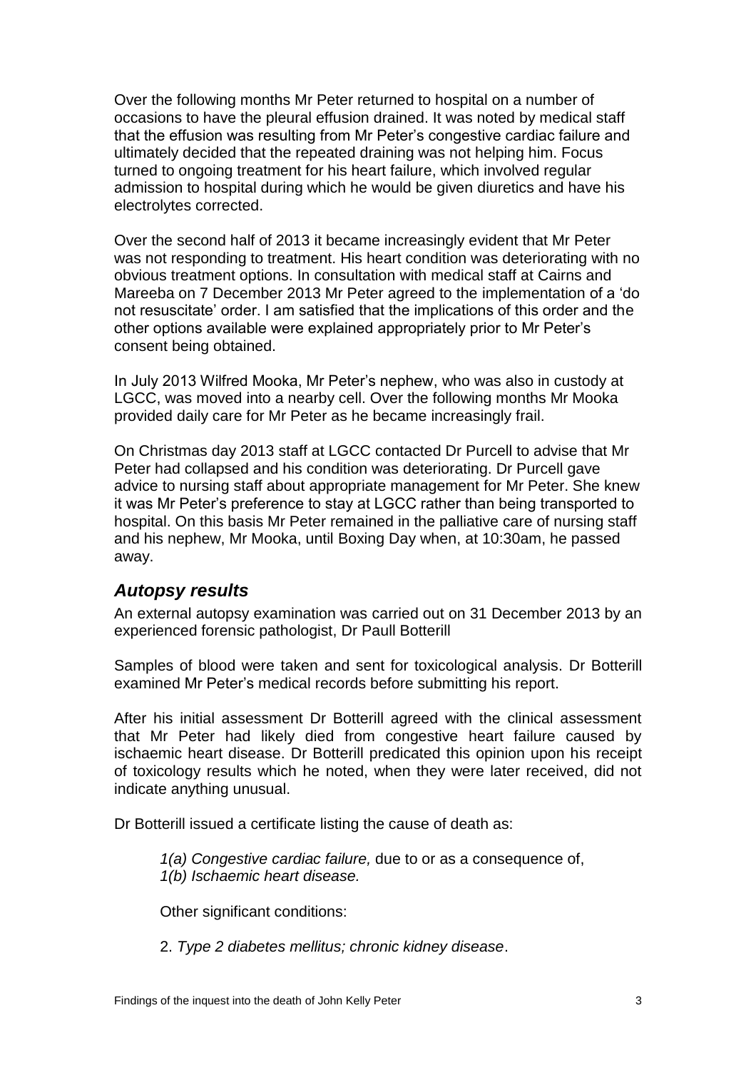Over the following months Mr Peter returned to hospital on a number of occasions to have the pleural effusion drained. It was noted by medical staff that the effusion was resulting from Mr Peter's congestive cardiac failure and ultimately decided that the repeated draining was not helping him. Focus turned to ongoing treatment for his heart failure, which involved regular admission to hospital during which he would be given diuretics and have his electrolytes corrected.

Over the second half of 2013 it became increasingly evident that Mr Peter was not responding to treatment. His heart condition was deteriorating with no obvious treatment options. In consultation with medical staff at Cairns and Mareeba on 7 December 2013 Mr Peter agreed to the implementation of a 'do not resuscitate' order. I am satisfied that the implications of this order and the other options available were explained appropriately prior to Mr Peter's consent being obtained.

In July 2013 Wilfred Mooka, Mr Peter's nephew, who was also in custody at LGCC, was moved into a nearby cell. Over the following months Mr Mooka provided daily care for Mr Peter as he became increasingly frail.

On Christmas day 2013 staff at LGCC contacted Dr Purcell to advise that Mr Peter had collapsed and his condition was deteriorating. Dr Purcell gave advice to nursing staff about appropriate management for Mr Peter. She knew it was Mr Peter's preference to stay at LGCC rather than being transported to hospital. On this basis Mr Peter remained in the palliative care of nursing staff and his nephew, Mr Mooka, until Boxing Day when, at 10:30am, he passed away.

## *Autopsy results*

An external autopsy examination was carried out on 31 December 2013 by an experienced forensic pathologist, Dr Paull Botterill

Samples of blood were taken and sent for toxicological analysis. Dr Botterill examined Mr Peter's medical records before submitting his report.

After his initial assessment Dr Botterill agreed with the clinical assessment that Mr Peter had likely died from congestive heart failure caused by ischaemic heart disease. Dr Botterill predicated this opinion upon his receipt of toxicology results which he noted, when they were later received, did not indicate anything unusual.

Dr Botterill issued a certificate listing the cause of death as:

> *1(a) Congestive cardiac failure,* due to or as a consequence of,
> *1(b) Ischaemic heart disease.*
>
> Other significant conditions:
>
> 2. *Type 2 diabetes mellitus; chronic kidney disease*.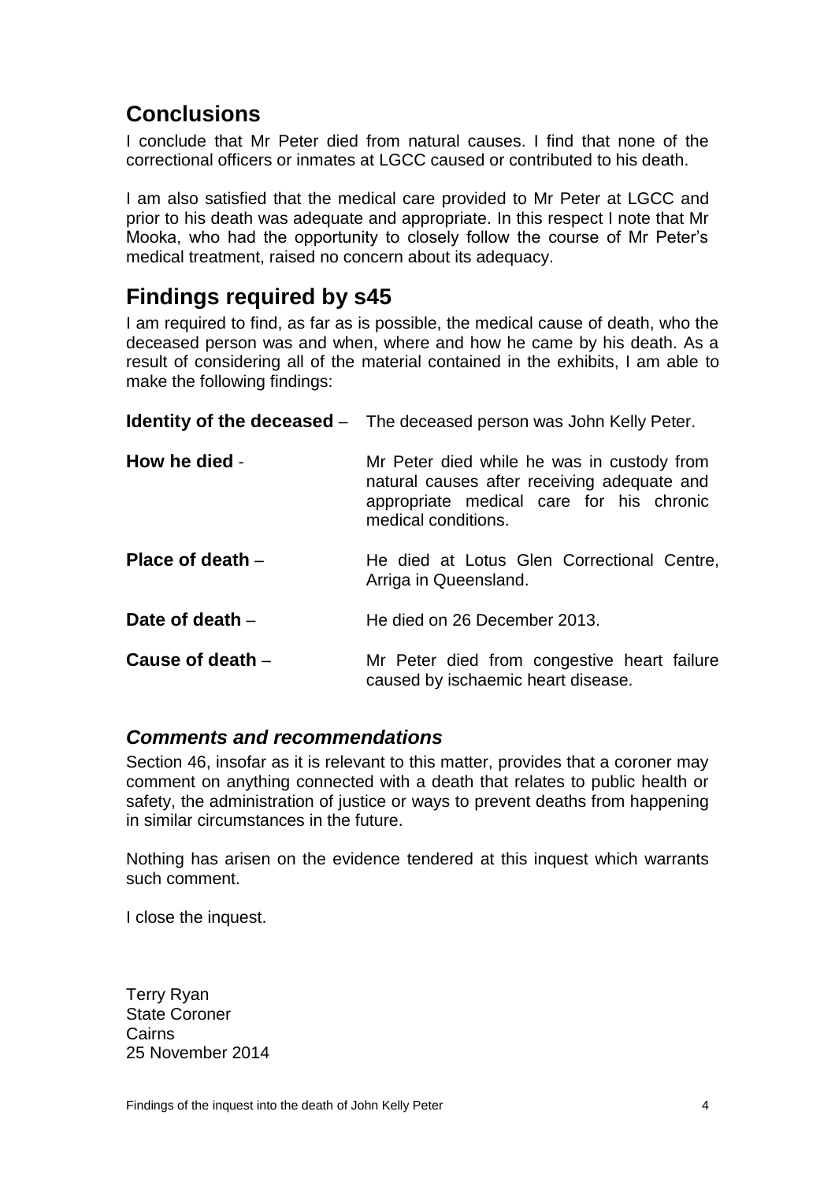## Conclusions

I conclude that Mr Peter died from natural causes. I find that none of the correctional officers or inmates at LGCC caused or contributed to his death.

I am also satisfied that the medical care provided to Mr Peter at LGCC and prior to his death was adequate and appropriate. In this respect I note that Mr Mooka, who had the opportunity to closely follow the course of Mr Peter's medical treatment, raised no concern about its adequacy.

## Findings required by s45

I am required to find, as far as is possible, the medical cause of death, who the deceased person was and when, where and how he came by his death. As a result of considering all of the material contained in the exhibits, I am able to make the following findings:

**Identity of the deceased** – The deceased person was John Kelly Peter.

**How he died** - Mr Peter died while he was in custody from natural causes after receiving adequate and appropriate medical care for his chronic medical conditions.

**Place of death** – He died at Lotus Glen Correctional Centre, Arriga in Queensland.

**Date of death** – He died on 26 December 2013.

**Cause of death** – Mr Peter died from congestive heart failure caused by ischaemic heart disease.

### *Comments and recommendations*

Section 46, insofar as it is relevant to this matter, provides that a coroner may comment on anything connected with a death that relates to public health or safety, the administration of justice or ways to prevent deaths from happening in similar circumstances in the future.

Nothing has arisen on the evidence tendered at this inquest which warrants such comment.

I close the inquest.

Terry Ryan
State Coroner
Cairns
25 November 2014